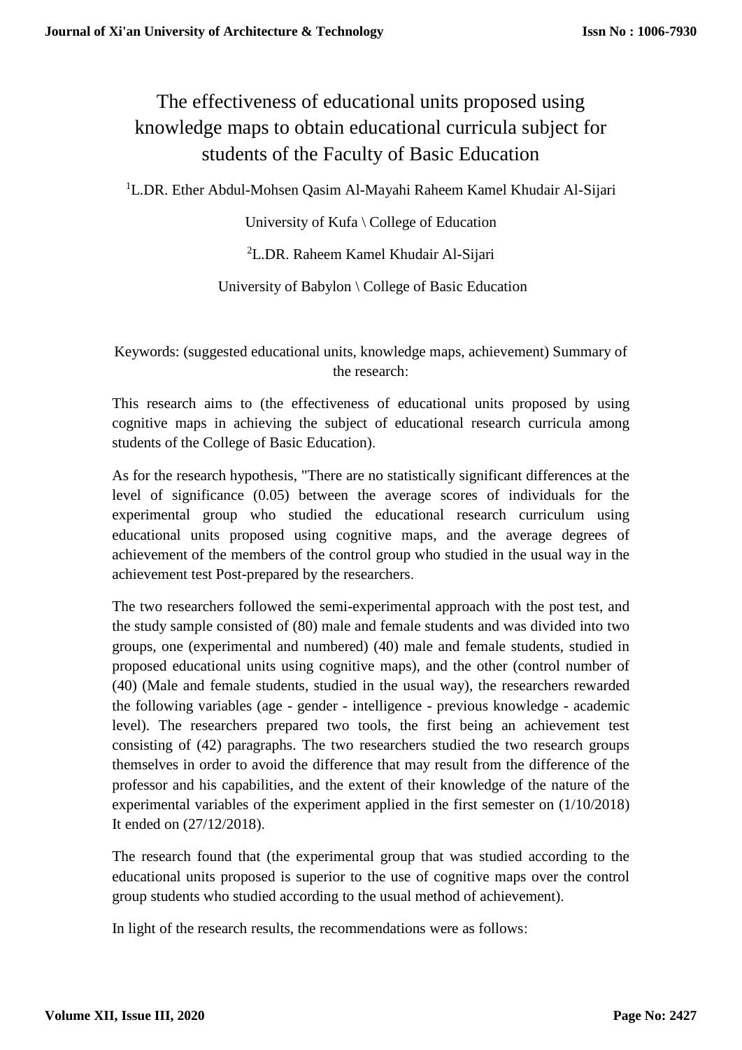# The effectiveness of educational units proposed using knowledge maps to obtain educational curricula subject for students of the Faculty of Basic Education

[1]L.DR. Ether Abdul-Mohsen Qasim Al-Mayahi Raheem Kamel Khudair Al-Sijari

University of Kufa \ College of Education

[2]L.DR. Raheem Kamel Khudair Al-Sijari

University of Babylon \ College of Basic Education

Keywords: (suggested educational units, knowledge maps, achievement) Summary of the research:

This research aims to (the effectiveness of educational units proposed by using cognitive maps in achieving the subject of educational research curricula among students of the College of Basic Education).

As for the research hypothesis, "There are no statistically significant differences at the level of significance (0.05) between the average scores of individuals for the experimental group who studied the educational research curriculum using educational units proposed using cognitive maps, and the average degrees of achievement of the members of the control group who studied in the usual way in the achievement test Post-prepared by the researchers.

The two researchers followed the semi-experimental approach with the post test, and the study sample consisted of (80) male and female students and was divided into two groups, one (experimental and numbered) (40) male and female students, studied in proposed educational units using cognitive maps), and the other (control number of (40) (Male and female students, studied in the usual way), the researchers rewarded the following variables (age - gender - intelligence - previous knowledge - academic level). The researchers prepared two tools, the first being an achievement test consisting of (42) paragraphs. The two researchers studied the two research groups themselves in order to avoid the difference that may result from the difference of the professor and his capabilities, and the extent of their knowledge of the nature of the experimental variables of the experiment applied in the first semester on (1/10/2018) It ended on (27/12/2018).

The research found that (the experimental group that was studied according to the educational units proposed is superior to the use of cognitive maps over the control group students who studied according to the usual method of achievement).

In light of the research results, the recommendations were as follows: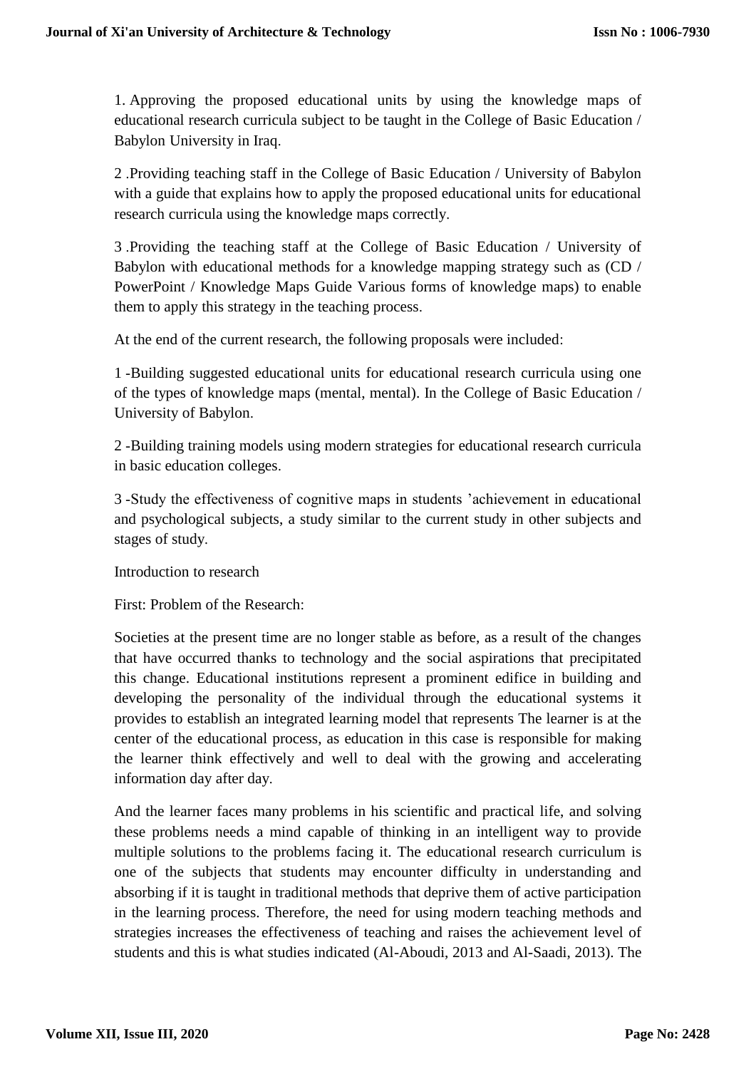1. Approving the proposed educational units by using the knowledge maps of educational research curricula subject to be taught in the College of Basic Education / Babylon University in Iraq.

2 .Providing teaching staff in the College of Basic Education / University of Babylon with a guide that explains how to apply the proposed educational units for educational research curricula using the knowledge maps correctly.

3 .Providing the teaching staff at the College of Basic Education / University of Babylon with educational methods for a knowledge mapping strategy such as (CD / PowerPoint / Knowledge Maps Guide Various forms of knowledge maps) to enable them to apply this strategy in the teaching process.

At the end of the current research, the following proposals were included:

1 -Building suggested educational units for educational research curricula using one of the types of knowledge maps (mental, mental). In the College of Basic Education / University of Babylon.

2 -Building training models using modern strategies for educational research curricula in basic education colleges.

3 -Study the effectiveness of cognitive maps in students 'achievement in educational and psychological subjects, a study similar to the current study in other subjects and stages of study.

Introduction to research

First: Problem of the Research:

Societies at the present time are no longer stable as before, as a result of the changes that have occurred thanks to technology and the social aspirations that precipitated this change. Educational institutions represent a prominent edifice in building and developing the personality of the individual through the educational systems it provides to establish an integrated learning model that represents The learner is at the center of the educational process, as education in this case is responsible for making the learner think effectively and well to deal with the growing and accelerating information day after day.

And the learner faces many problems in his scientific and practical life, and solving these problems needs a mind capable of thinking in an intelligent way to provide multiple solutions to the problems facing it. The educational research curriculum is one of the subjects that students may encounter difficulty in understanding and absorbing if it is taught in traditional methods that deprive them of active participation in the learning process. Therefore, the need for using modern teaching methods and strategies increases the effectiveness of teaching and raises the achievement level of students and this is what studies indicated (Al-Aboudi, 2013 and Al-Saadi, 2013). The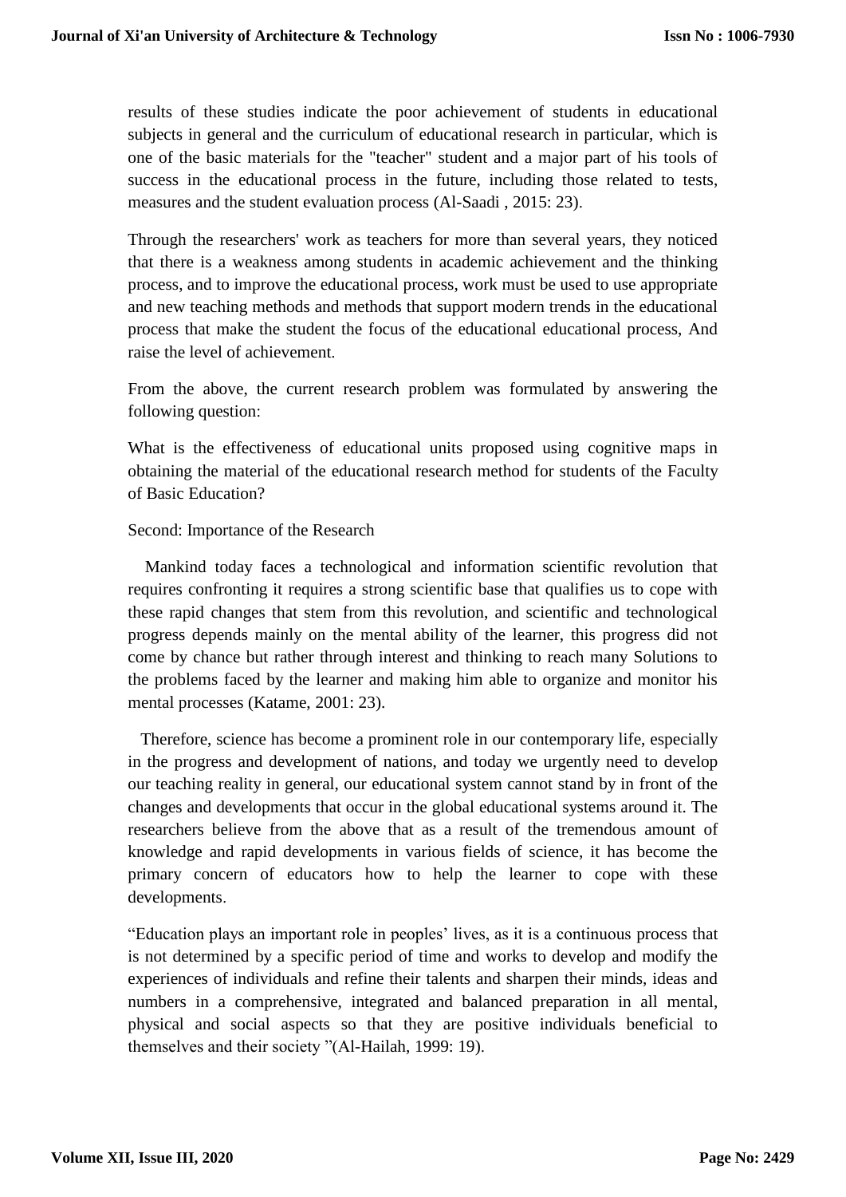results of these studies indicate the poor achievement of students in educational subjects in general and the curriculum of educational research in particular, which is one of the basic materials for the "teacher" student and a major part of his tools of success in the educational process in the future, including those related to tests, measures and the student evaluation process (Al-Saadi , 2015: 23).

Through the researchers' work as teachers for more than several years, they noticed that there is a weakness among students in academic achievement and the thinking process, and to improve the educational process, work must be used to use appropriate and new teaching methods and methods that support modern trends in the educational process that make the student the focus of the educational educational process, And raise the level of achievement.

From the above, the current research problem was formulated by answering the following question:

What is the effectiveness of educational units proposed using cognitive maps in obtaining the material of the educational research method for students of the Faculty of Basic Education?

Second: Importance of the Research

Mankind today faces a technological and information scientific revolution that requires confronting it requires a strong scientific base that qualifies us to cope with these rapid changes that stem from this revolution, and scientific and technological progress depends mainly on the mental ability of the learner, this progress did not come by chance but rather through interest and thinking to reach many Solutions to the problems faced by the learner and making him able to organize and monitor his mental processes (Katame, 2001: 23).

Therefore, science has become a prominent role in our contemporary life, especially in the progress and development of nations, and today we urgently need to develop our teaching reality in general, our educational system cannot stand by in front of the changes and developments that occur in the global educational systems around it. The researchers believe from the above that as a result of the tremendous amount of knowledge and rapid developments in various fields of science, it has become the primary concern of educators how to help the learner to cope with these developments.

"Education plays an important role in peoples' lives, as it is a continuous process that is not determined by a specific period of time and works to develop and modify the experiences of individuals and refine their talents and sharpen their minds, ideas and numbers in a comprehensive, integrated and balanced preparation in all mental, physical and social aspects so that they are positive individuals beneficial to themselves and their society "(Al-Hailah, 1999: 19).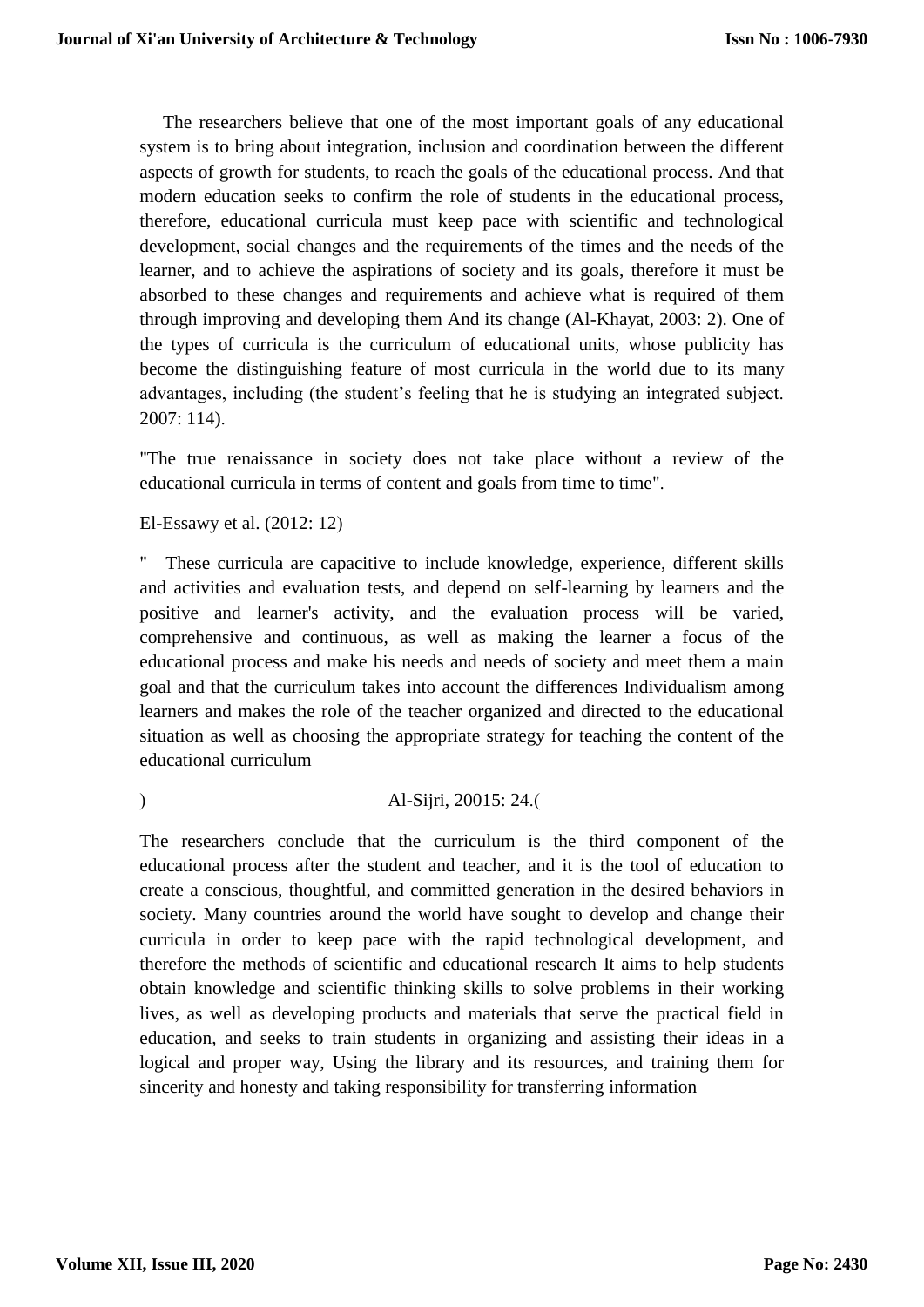The researchers believe that one of the most important goals of any educational system is to bring about integration, inclusion and coordination between the different aspects of growth for students, to reach the goals of the educational process. And that modern education seeks to confirm the role of students in the educational process, therefore, educational curricula must keep pace with scientific and technological development, social changes and the requirements of the times and the needs of the learner, and to achieve the aspirations of society and its goals, therefore it must be absorbed to these changes and requirements and achieve what is required of them through improving and developing them And its change (Al-Khayat, 2003: 2). One of the types of curricula is the curriculum of educational units, whose publicity has become the distinguishing feature of most curricula in the world due to its many advantages, including (the student's feeling that he is studying an integrated subject. 2007: 114).

"The true renaissance in society does not take place without a review of the educational curricula in terms of content and goals from time to time".

El-Essawy et al. (2012: 12)

" These curricula are capacitive to include knowledge, experience, different skills and activities and evaluation tests, and depend on self-learning by learners and the positive and learner's activity, and the evaluation process will be varied, comprehensive and continuous, as well as making the learner a focus of the educational process and make his needs and needs of society and meet them a main goal and that the curriculum takes into account the differences Individualism among learners and makes the role of the teacher organized and directed to the educational situation as well as choosing the appropriate strategy for teaching the content of the educational curriculum

) Al-Sijri, 20015: 24.(

The researchers conclude that the curriculum is the third component of the educational process after the student and teacher, and it is the tool of education to create a conscious, thoughtful, and committed generation in the desired behaviors in society. Many countries around the world have sought to develop and change their curricula in order to keep pace with the rapid technological development, and therefore the methods of scientific and educational research It aims to help students obtain knowledge and scientific thinking skills to solve problems in their working lives, as well as developing products and materials that serve the practical field in education, and seeks to train students in organizing and assisting their ideas in a logical and proper way, Using the library and its resources, and training them for sincerity and honesty and taking responsibility for transferring information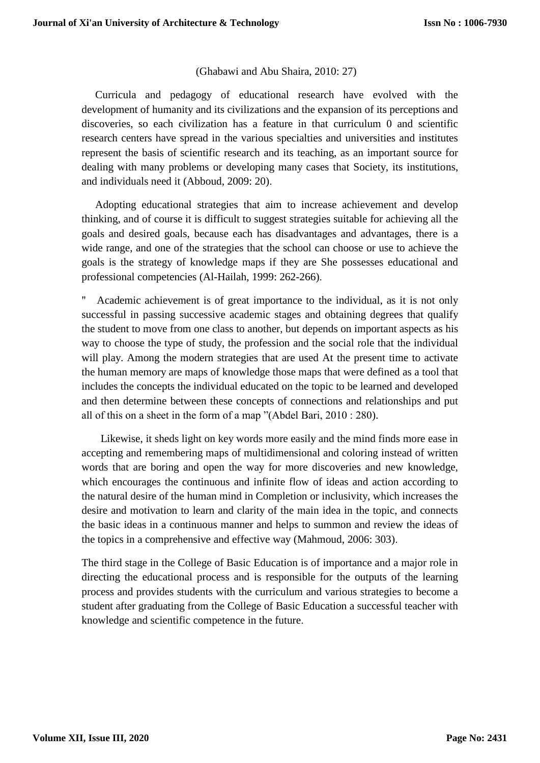(Ghabawi and Abu Shaira, 2010: 27)

Curricula and pedagogy of educational research have evolved with the development of humanity and its civilizations and the expansion of its perceptions and discoveries, so each civilization has a feature in that curriculum 0 and scientific research centers have spread in the various specialties and universities and institutes represent the basis of scientific research and its teaching, as an important source for dealing with many problems or developing many cases that Society, its institutions, and individuals need it (Abboud, 2009: 20).

Adopting educational strategies that aim to increase achievement and develop thinking, and of course it is difficult to suggest strategies suitable for achieving all the goals and desired goals, because each has disadvantages and advantages, there is a wide range, and one of the strategies that the school can choose or use to achieve the goals is the strategy of knowledge maps if they are She possesses educational and professional competencies (Al-Hailah, 1999: 262-266).

" Academic achievement is of great importance to the individual, as it is not only successful in passing successive academic stages and obtaining degrees that qualify the student to move from one class to another, but depends on important aspects as his way to choose the type of study, the profession and the social role that the individual will play. Among the modern strategies that are used At the present time to activate the human memory are maps of knowledge those maps that were defined as a tool that includes the concepts the individual educated on the topic to be learned and developed and then determine between these concepts of connections and relationships and put all of this on a sheet in the form of a map "(Abdel Bari, 2010 : 280).

Likewise, it sheds light on key words more easily and the mind finds more ease in accepting and remembering maps of multidimensional and coloring instead of written words that are boring and open the way for more discoveries and new knowledge, which encourages the continuous and infinite flow of ideas and action according to the natural desire of the human mind in Completion or inclusivity, which increases the desire and motivation to learn and clarity of the main idea in the topic, and connects the basic ideas in a continuous manner and helps to summon and review the ideas of the topics in a comprehensive and effective way (Mahmoud, 2006: 303).

The third stage in the College of Basic Education is of importance and a major role in directing the educational process and is responsible for the outputs of the learning process and provides students with the curriculum and various strategies to become a student after graduating from the College of Basic Education a successful teacher with knowledge and scientific competence in the future.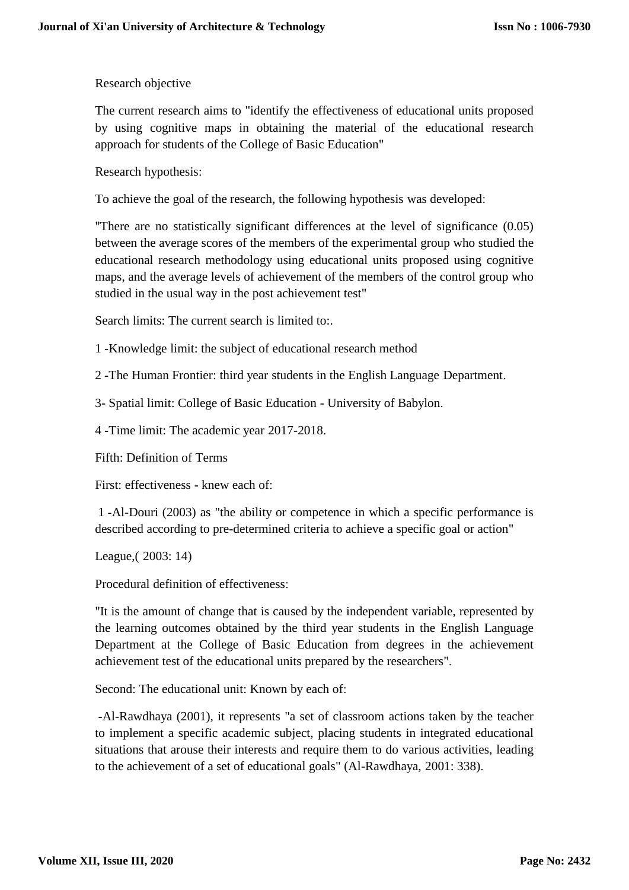Research objective

The current research aims to "identify the effectiveness of educational units proposed by using cognitive maps in obtaining the material of the educational research approach for students of the College of Basic Education"

Research hypothesis:

To achieve the goal of the research, the following hypothesis was developed:

"There are no statistically significant differences at the level of significance (0.05) between the average scores of the members of the experimental group who studied the educational research methodology using educational units proposed using cognitive maps, and the average levels of achievement of the members of the control group who studied in the usual way in the post achievement test"

Search limits: The current search is limited to:.

1 -Knowledge limit: the subject of educational research method

2 -The Human Frontier: third year students in the English Language Department.

3- Spatial limit: College of Basic Education - University of Babylon.

4 -Time limit: The academic year 2017-2018.

Fifth: Definition of Terms

First: effectiveness - knew each of:

1 -Al-Douri (2003) as "the ability or competence in which a specific performance is described according to pre-determined criteria to achieve a specific goal or action"

League,( 2003: 14)

Procedural definition of effectiveness:

"It is the amount of change that is caused by the independent variable, represented by the learning outcomes obtained by the third year students in the English Language Department at the College of Basic Education from degrees in the achievement achievement test of the educational units prepared by the researchers".

Second: The educational unit: Known by each of:

-Al-Rawdhaya (2001), it represents "a set of classroom actions taken by the teacher to implement a specific academic subject, placing students in integrated educational situations that arouse their interests and require them to do various activities, leading to the achievement of a set of educational goals" (Al-Rawdhaya, 2001: 338).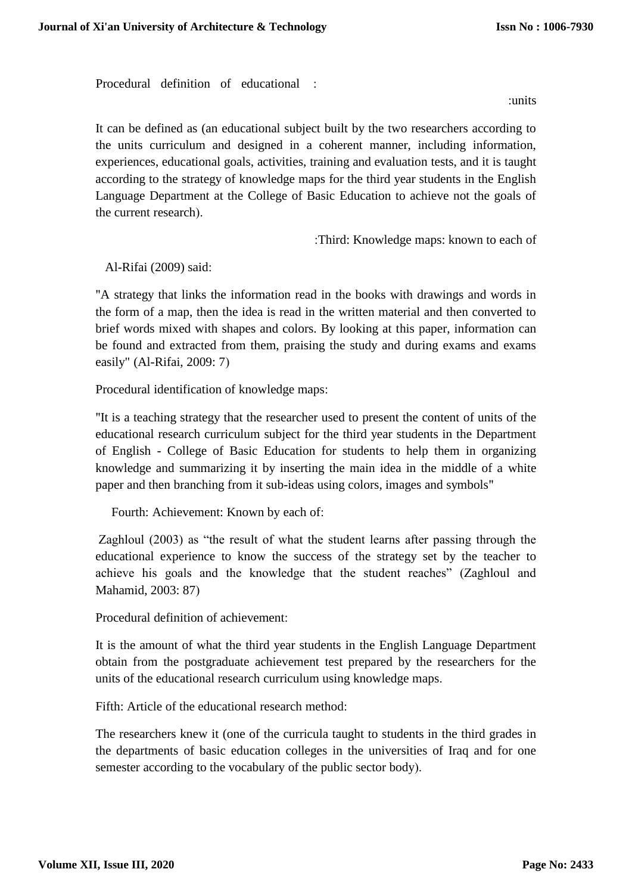Procedural definition of educational :

:units

It can be defined as (an educational subject built by the two researchers according to the units curriculum and designed in a coherent manner, including information, experiences, educational goals, activities, training and evaluation tests, and it is taught according to the strategy of knowledge maps for the third year students in the English Language Department at the College of Basic Education to achieve not the goals of the current research).

:Third: Knowledge maps: known to each of

Al-Rifai (2009) said:

"A strategy that links the information read in the books with drawings and words in the form of a map, then the idea is read in the written material and then converted to brief words mixed with shapes and colors. By looking at this paper, information can be found and extracted from them, praising the study and during exams and exams easily" (Al-Rifai, 2009: 7)

Procedural identification of knowledge maps:

"It is a teaching strategy that the researcher used to present the content of units of the educational research curriculum subject for the third year students in the Department of English - College of Basic Education for students to help them in organizing knowledge and summarizing it by inserting the main idea in the middle of a white paper and then branching from it sub-ideas using colors, images and symbols"

Fourth: Achievement: Known by each of:

Zaghloul (2003) as “the result of what the student learns after passing through the educational experience to know the success of the strategy set by the teacher to achieve his goals and the knowledge that the student reaches” (Zaghloul and Mahamid, 2003: 87)

Procedural definition of achievement:

It is the amount of what the third year students in the English Language Department obtain from the postgraduate achievement test prepared by the researchers for the units of the educational research curriculum using knowledge maps.

Fifth: Article of the educational research method:

The researchers knew it (one of the curricula taught to students in the third grades in the departments of basic education colleges in the universities of Iraq and for one semester according to the vocabulary of the public sector body).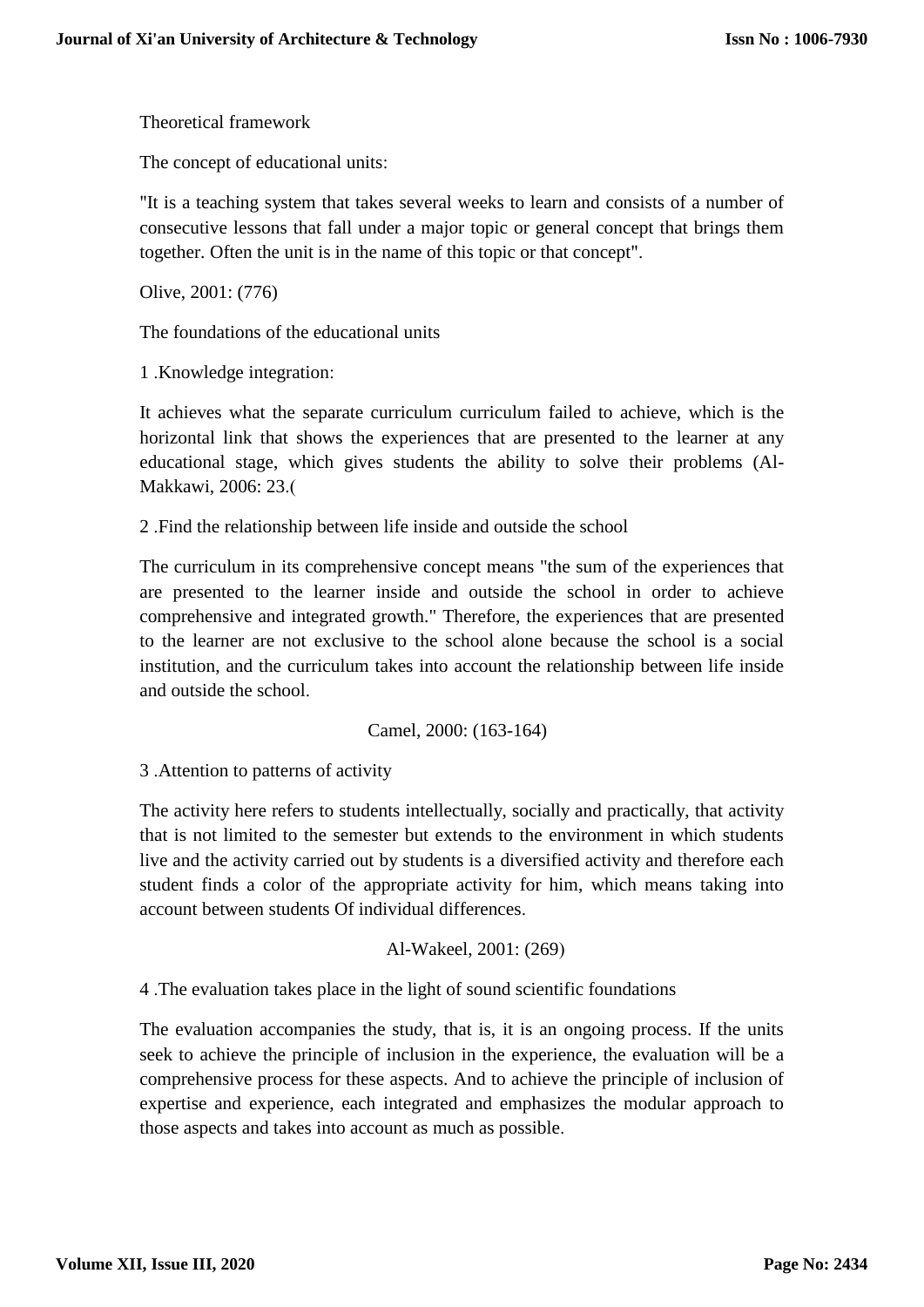Theoretical framework

The concept of educational units:

"It is a teaching system that takes several weeks to learn and consists of a number of consecutive lessons that fall under a major topic or general concept that brings them together. Often the unit is in the name of this topic or that concept".

Olive, 2001: (776)

The foundations of the educational units

1 .Knowledge integration:

It achieves what the separate curriculum curriculum failed to achieve, which is the horizontal link that shows the experiences that are presented to the learner at any educational stage, which gives students the ability to solve their problems (Al-Makkawi, 2006: 23.(

2 .Find the relationship between life inside and outside the school

The curriculum in its comprehensive concept means "the sum of the experiences that are presented to the learner inside and outside the school in order to achieve comprehensive and integrated growth." Therefore, the experiences that are presented to the learner are not exclusive to the school alone because the school is a social institution, and the curriculum takes into account the relationship between life inside and outside the school.

Camel, 2000: (163-164)

3 .Attention to patterns of activity

The activity here refers to students intellectually, socially and practically, that activity that is not limited to the semester but extends to the environment in which students live and the activity carried out by students is a diversified activity and therefore each student finds a color of the appropriate activity for him, which means taking into account between students Of individual differences.

Al-Wakeel, 2001: (269)

4 .The evaluation takes place in the light of sound scientific foundations

The evaluation accompanies the study, that is, it is an ongoing process. If the units seek to achieve the principle of inclusion in the experience, the evaluation will be a comprehensive process for these aspects. And to achieve the principle of inclusion of expertise and experience, each integrated and emphasizes the modular approach to those aspects and takes into account as much as possible.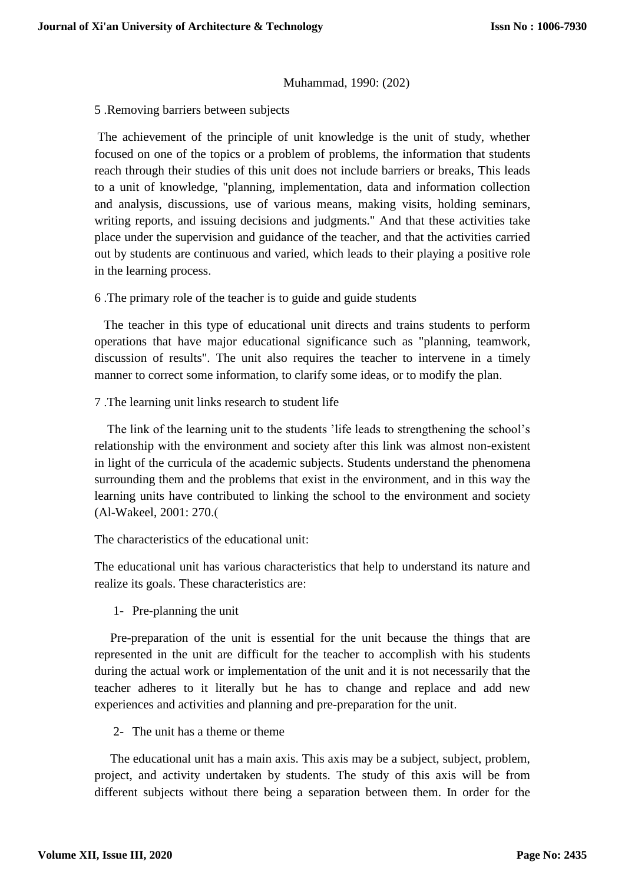Muhammad, 1990: (202)

5 .Removing barriers between subjects

The achievement of the principle of unit knowledge is the unit of study, whether focused on one of the topics or a problem of problems, the information that students reach through their studies of this unit does not include barriers or breaks, This leads to a unit of knowledge, "planning, implementation, data and information collection and analysis, discussions, use of various means, making visits, holding seminars, writing reports, and issuing decisions and judgments." And that these activities take place under the supervision and guidance of the teacher, and that the activities carried out by students are continuous and varied, which leads to their playing a positive role in the learning process.

6 .The primary role of the teacher is to guide and guide students

The teacher in this type of educational unit directs and trains students to perform operations that have major educational significance such as "planning, teamwork, discussion of results". The unit also requires the teacher to intervene in a timely manner to correct some information, to clarify some ideas, or to modify the plan.

7 .The learning unit links research to student life

The link of the learning unit to the students 'life leads to strengthening the school's relationship with the environment and society after this link was almost non-existent in light of the curricula of the academic subjects. Students understand the phenomena surrounding them and the problems that exist in the environment, and in this way the learning units have contributed to linking the school to the environment and society (Al-Wakeel, 2001: 270.(

The characteristics of the educational unit:

The educational unit has various characteristics that help to understand its nature and realize its goals. These characteristics are:

1- Pre-planning the unit

Pre-preparation of the unit is essential for the unit because the things that are represented in the unit are difficult for the teacher to accomplish with his students during the actual work or implementation of the unit and it is not necessarily that the teacher adheres to it literally but he has to change and replace and add new experiences and activities and planning and pre-preparation for the unit.

2- The unit has a theme or theme

The educational unit has a main axis. This axis may be a subject, subject, problem, project, and activity undertaken by students. The study of this axis will be from different subjects without there being a separation between them. In order for the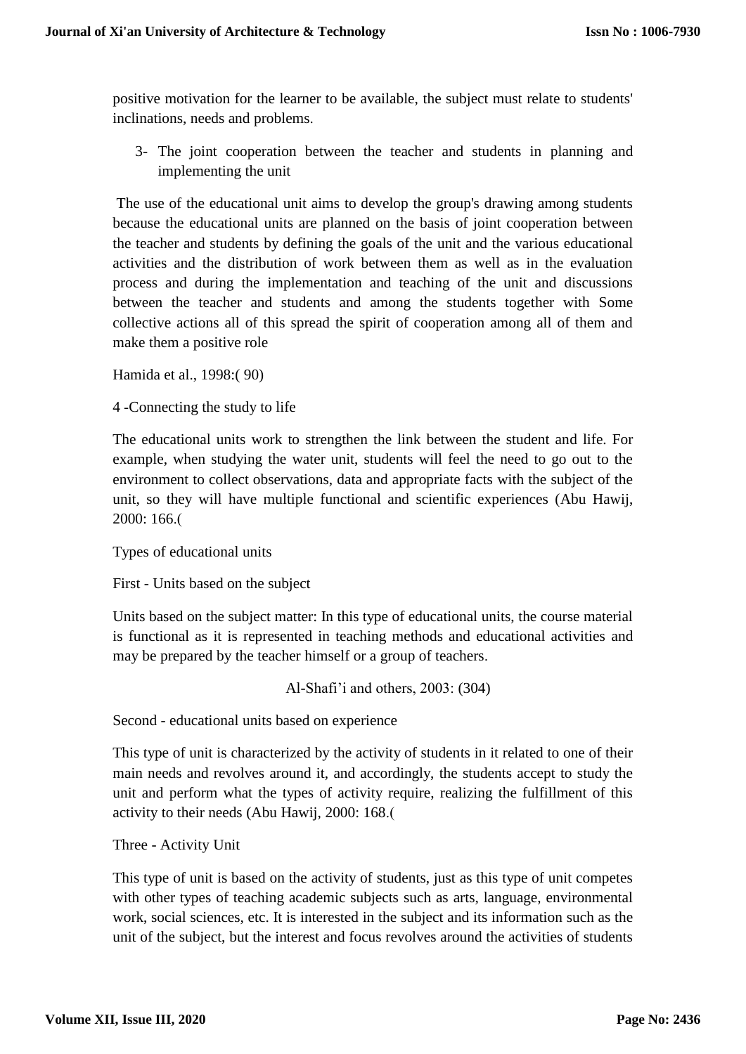positive motivation for the learner to be available, the subject must relate to students' inclinations, needs and problems.

3- The joint cooperation between the teacher and students in planning and implementing the unit

The use of the educational unit aims to develop the group's drawing among students because the educational units are planned on the basis of joint cooperation between the teacher and students by defining the goals of the unit and the various educational activities and the distribution of work between them as well as in the evaluation process and during the implementation and teaching of the unit and discussions between the teacher and students and among the students together with Some collective actions all of this spread the spirit of cooperation among all of them and make them a positive role

Hamida et al., 1998:( 90)

4 -Connecting the study to life

The educational units work to strengthen the link between the student and life. For example, when studying the water unit, students will feel the need to go out to the environment to collect observations, data and appropriate facts with the subject of the unit, so they will have multiple functional and scientific experiences (Abu Hawij, 2000: 166.(

Types of educational units

First - Units based on the subject

Units based on the subject matter: In this type of educational units, the course material is functional as it is represented in teaching methods and educational activities and may be prepared by the teacher himself or a group of teachers.

Al-Shafi'i and others, 2003: (304)

Second - educational units based on experience

This type of unit is characterized by the activity of students in it related to one of their main needs and revolves around it, and accordingly, the students accept to study the unit and perform what the types of activity require, realizing the fulfillment of this activity to their needs (Abu Hawij, 2000: 168.(

Three - Activity Unit

This type of unit is based on the activity of students, just as this type of unit competes with other types of teaching academic subjects such as arts, language, environmental work, social sciences, etc. It is interested in the subject and its information such as the unit of the subject, but the interest and focus revolves around the activities of students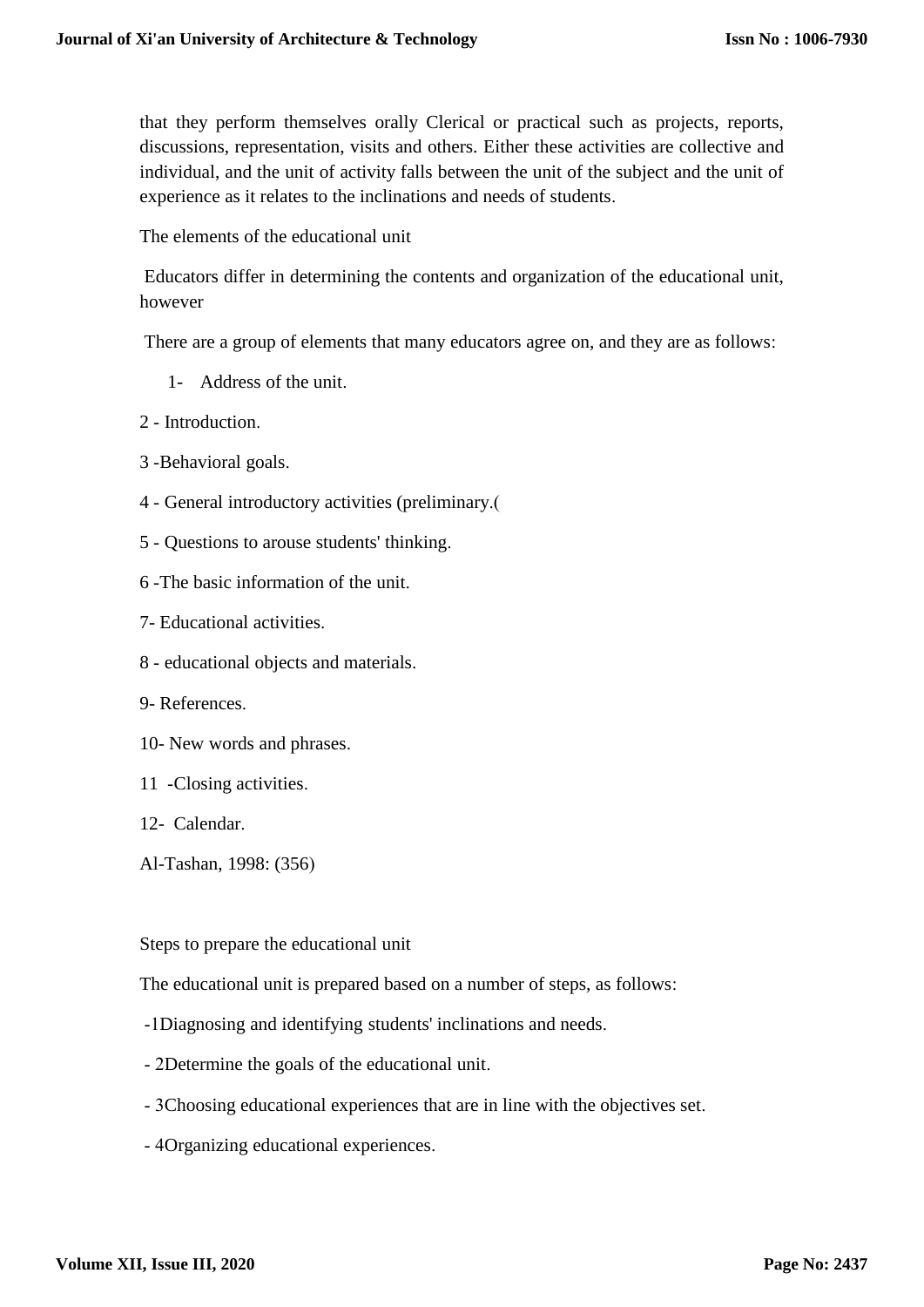that they perform themselves orally Clerical or practical such as projects, reports, discussions, representation, visits and others. Either these activities are collective and individual, and the unit of activity falls between the unit of the subject and the unit of experience as it relates to the inclinations and needs of students.

The elements of the educational unit

Educators differ in determining the contents and organization of the educational unit, however

There are a group of elements that many educators agree on, and they are as follows:

1- Address of the unit.

2 - Introduction.

3 -Behavioral goals.

4 - General introductory activities (preliminary.(

5 - Questions to arouse students' thinking.

6 -The basic information of the unit.

7- Educational activities.

8 - educational objects and materials.

9- References.

10- New words and phrases.

11 -Closing activities.

12- Calendar.

Al-Tashan, 1998: (356)

Steps to prepare the educational unit

The educational unit is prepared based on a number of steps, as follows:

-1Diagnosing and identifying students' inclinations and needs.

- 2Determine the goals of the educational unit.

- 3Choosing educational experiences that are in line with the objectives set.

- 4Organizing educational experiences.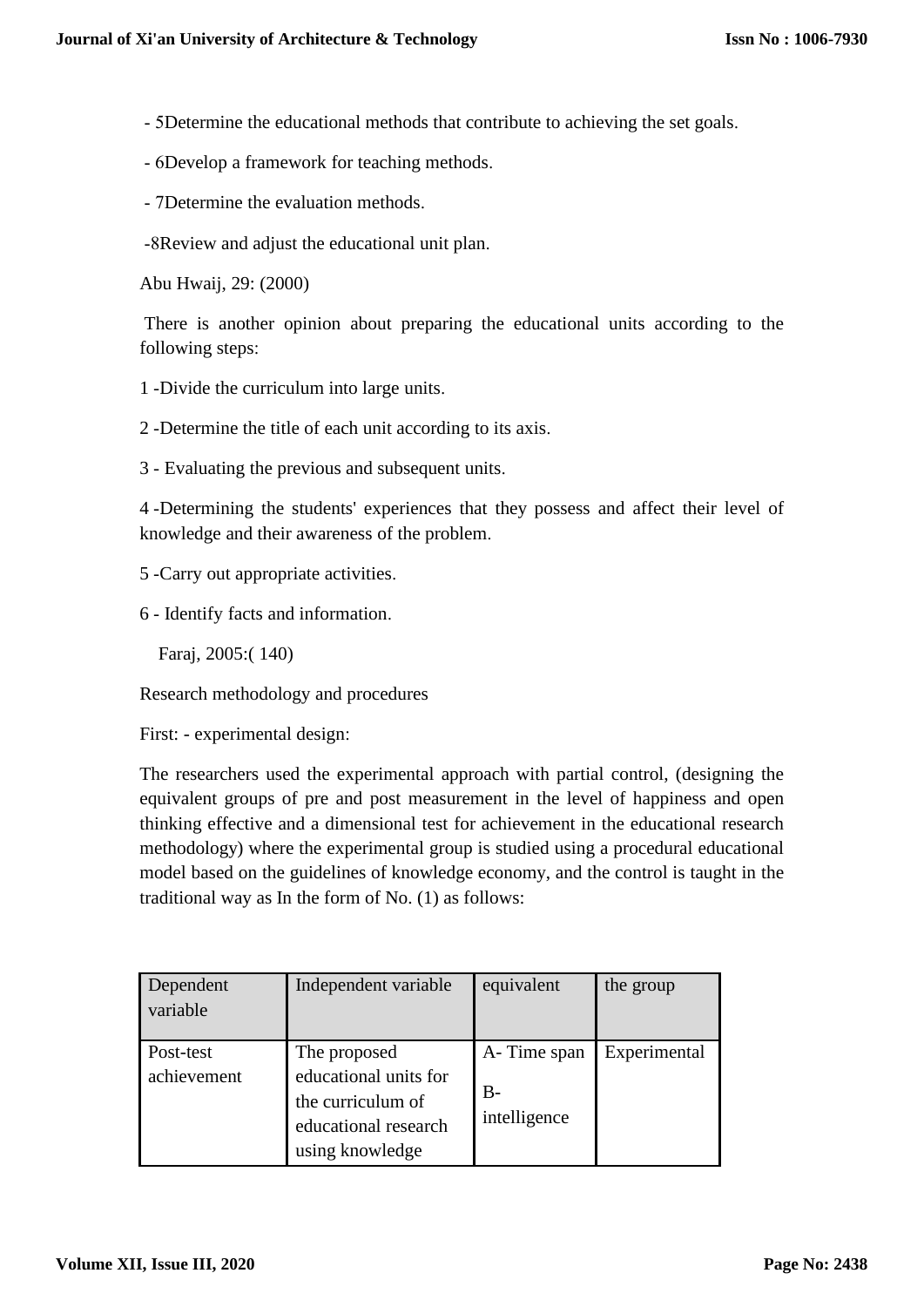- 5Determine the educational methods that contribute to achieving the set goals.

- 6Develop a framework for teaching methods.

- 7Determine the evaluation methods.

-8Review and adjust the educational unit plan.

Abu Hwaij, 29: (2000)

There is another opinion about preparing the educational units according to the following steps:

1 -Divide the curriculum into large units.

2 -Determine the title of each unit according to its axis.

3 - Evaluating the previous and subsequent units.

4 -Determining the students' experiences that they possess and affect their level of knowledge and their awareness of the problem.

5 -Carry out appropriate activities.

6 - Identify facts and information.

Faraj, 2005:( 140)

Research methodology and procedures

First: - experimental design:

The researchers used the experimental approach with partial control, (designing the equivalent groups of pre and post measurement in the level of happiness and open thinking effective and a dimensional test for achievement in the educational research methodology) where the experimental group is studied using a procedural educational model based on the guidelines of knowledge economy, and the control is taught in the traditional way as In the form of No. (1) as follows:

| Dependent variable | Independent variable | equivalent | the group |
|---|---|---|---|
| Post-test achievement | The proposed educational units for the curriculum of educational research using knowledge | A- Time span<br>B- intelligence | Experimental |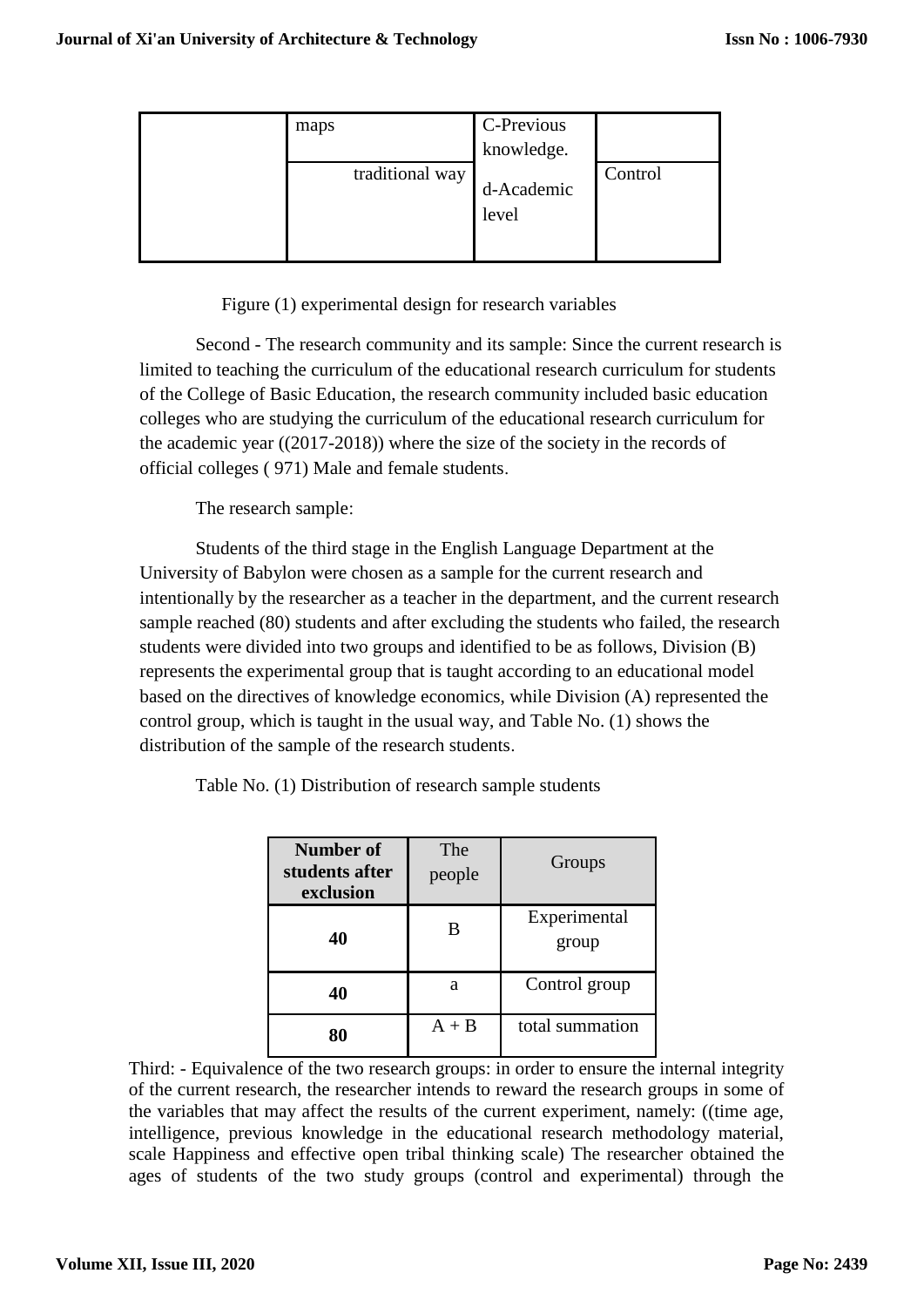|  | maps | C-Previous knowledge. |  |
| --- | --- | --- | --- |
|  | traditional way | d-Academic level | Control |

Figure (1) experimental design for research variables

Second - The research community and its sample: Since the current research is limited to teaching the curriculum of the educational research curriculum for students of the College of Basic Education, the research community included basic education colleges who are studying the curriculum of the educational research curriculum for the academic year ((2017-2018)) where the size of the society in the records of official colleges ( 971) Male and female students.

The research sample:

Students of the third stage in the English Language Department at the University of Babylon were chosen as a sample for the current research and intentionally by the researcher as a teacher in the department, and the current research sample reached (80) students and after excluding the students who failed, the research students were divided into two groups and identified to be as follows, Division (B) represents the experimental group that is taught according to an educational model based on the directives of knowledge economics, while Division (A) represented the control group, which is taught in the usual way, and Table No. (1) shows the distribution of the sample of the research students.

Table No. (1) Distribution of research sample students

| **Number of students after exclusion** | The people | Groups |
| --- | --- | --- |
| **40** | B | Experimental group |
| **40** | a | Control group |
| **80** | A + B | total summation |

Third: - Equivalence of the two research groups: in order to ensure the internal integrity of the current research, the researcher intends to reward the research groups in some of the variables that may affect the results of the current experiment, namely: ((time age, intelligence, previous knowledge in the educational research methodology material, scale Happiness and effective open tribal thinking scale) The researcher obtained the ages of students of the two study groups (control and experimental) through the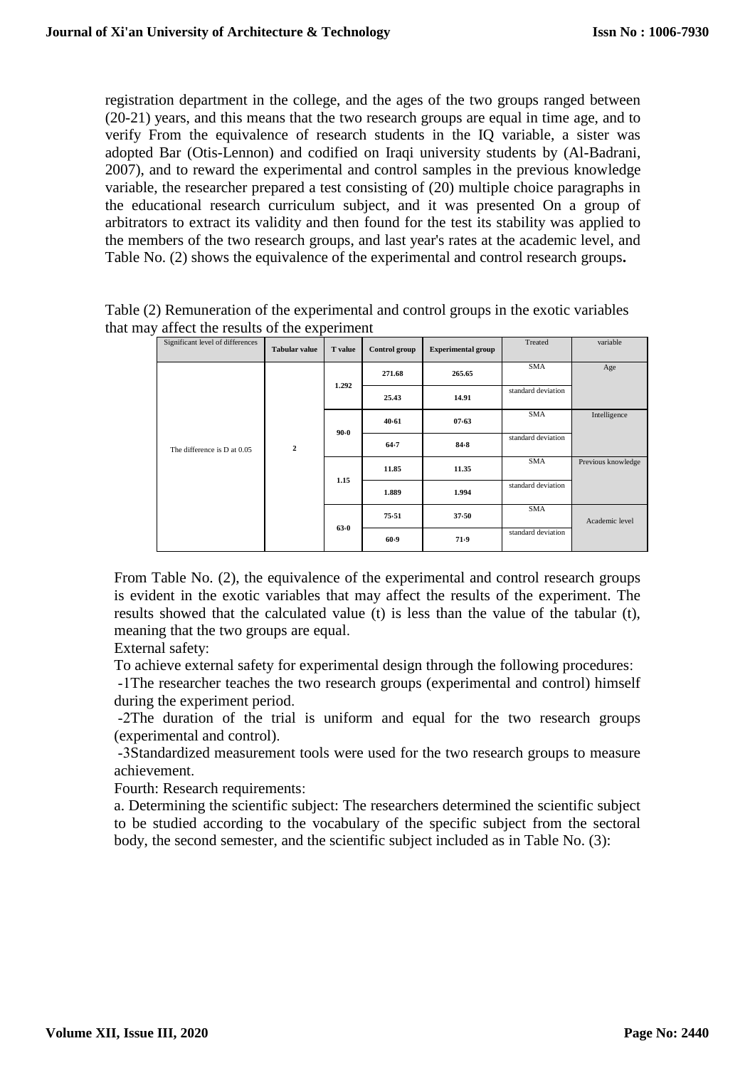registration department in the college, and the ages of the two groups ranged between (20-21) years, and this means that the two research groups are equal in time age, and to verify From the equivalence of research students in the IQ variable, a sister was adopted Bar (Otis-Lennon) and codified on Iraqi university students by (Al-Badrani, 2007), and to reward the experimental and control samples in the previous knowledge variable, the researcher prepared a test consisting of (20) multiple choice paragraphs in the educational research curriculum subject, and it was presented On a group of arbitrators to extract its validity and then found for the test its stability was applied to the members of the two research groups, and last year's rates at the academic level, and Table No. (2) shows the equivalence of the experimental and control research groups**.**

Table (2) Remuneration of the experimental and control groups in the exotic variables that may affect the results of the experiment

| Significant level of differences | Tabular value | T value | Control group | Experimental group | Treated | variable |
|---|---|---|---|---|---|---|
| The difference is D at 0.05 | 2 | 1.292 | 271.68 | 265.65 | SMA | Age |
| | | | 25.43 | 14.91 | standard deviation | |
| | | 90›0 | 40›61 | 07›63 | SMA | Intelligence |
| | | | 64›7 | 84›8 | standard deviation | |
| | | 1.15 | 11.85 | 11.35 | SMA | Previous knowledge |
| | | | 1.889 | 1.994 | standard deviation | |
| | | 63›0 | 75›51 | 37›50 | SMA | Academic level |
| | | | 60›9 | 71›9 | standard deviation | |

From Table No. (2), the equivalence of the experimental and control research groups is evident in the exotic variables that may affect the results of the experiment. The results showed that the calculated value (t) is less than the value of the tabular (t), meaning that the two groups are equal.

External safety:

To achieve external safety for experimental design through the following procedures:

-1The researcher teaches the two research groups (experimental and control) himself during the experiment period.

-2The duration of the trial is uniform and equal for the two research groups (experimental and control).

-3Standardized measurement tools were used for the two research groups to measure achievement.

Fourth: Research requirements:

a. Determining the scientific subject: The researchers determined the scientific subject to be studied according to the vocabulary of the specific subject from the sectoral body, the second semester, and the scientific subject included as in Table No. (3):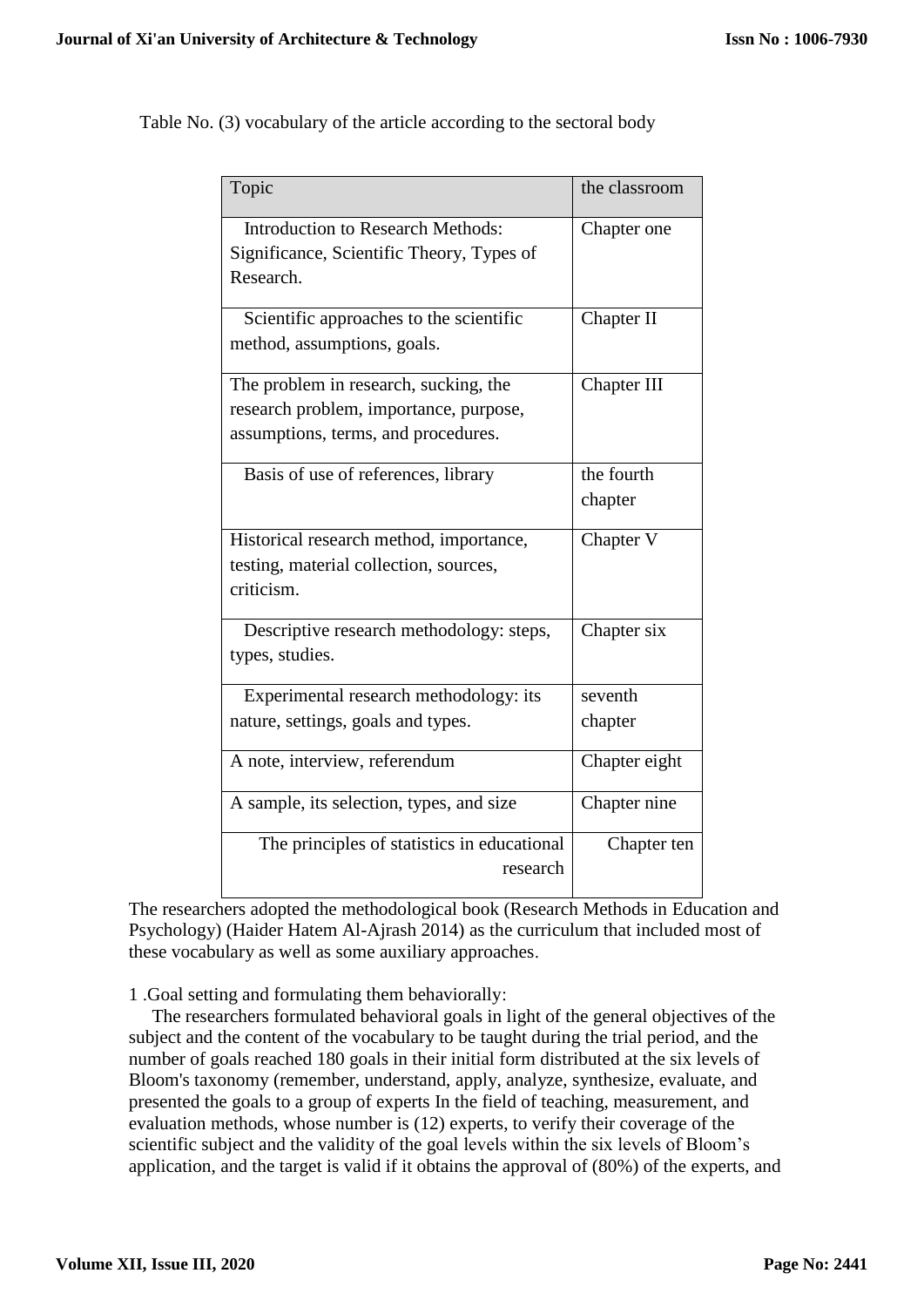Table No. (3) vocabulary of the article according to the sectoral body

| Topic | the classroom |
|---|---|
| Introduction to Research Methods: Significance, Scientific Theory, Types of Research. | Chapter one |
| Scientific approaches to the scientific method, assumptions, goals. | Chapter II |
| The problem in research, sucking, the research problem, importance, purpose, assumptions, terms, and procedures. | Chapter III |
| Basis of use of references, library | the fourth chapter |
| Historical research method, importance, testing, material collection, sources, criticism. | Chapter V |
| Descriptive research methodology: steps, types, studies. | Chapter six |
| Experimental research methodology: its nature, settings, goals and types. | seventh chapter |
| A note, interview, referendum | Chapter eight |
| A sample, its selection, types, and size | Chapter nine |
| The principles of statistics in educational research | Chapter ten |

The researchers adopted the methodological book (Research Methods in Education and Psychology) (Haider Hatem Al-Ajrash 2014) as the curriculum that included most of these vocabulary as well as some auxiliary approaches.

1 .Goal setting and formulating them behaviorally:

The researchers formulated behavioral goals in light of the general objectives of the subject and the content of the vocabulary to be taught during the trial period, and the number of goals reached 180 goals in their initial form distributed at the six levels of Bloom's taxonomy (remember, understand, apply, analyze, synthesize, evaluate, and presented the goals to a group of experts In the field of teaching, measurement, and evaluation methods, whose number is (12) experts, to verify their coverage of the scientific subject and the validity of the goal levels within the six levels of Bloom's application, and the target is valid if it obtains the approval of (80%) of the experts, and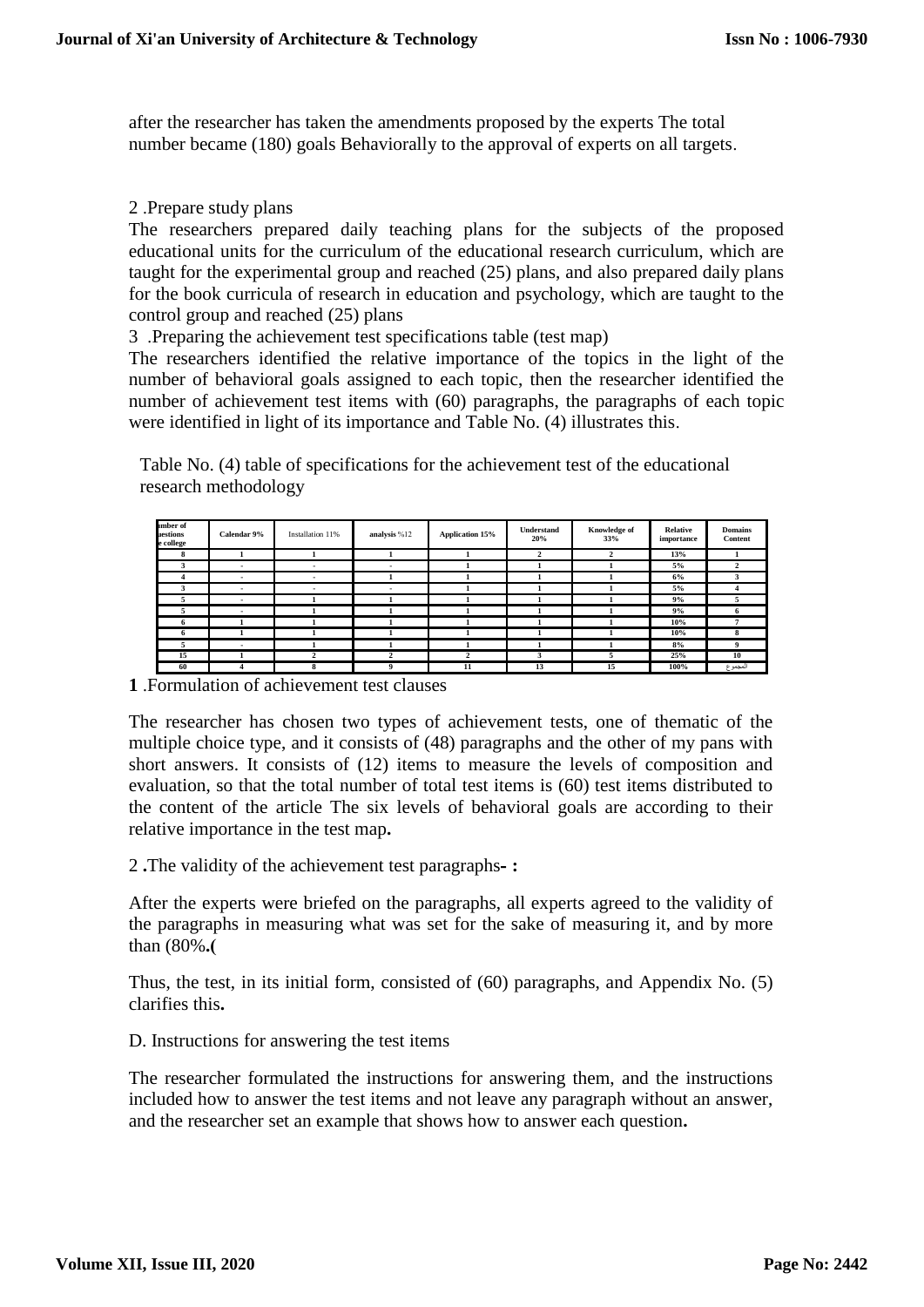after the researcher has taken the amendments proposed by the experts The total number became (180) goals Behaviorally to the approval of experts on all targets.

2 .Prepare study plans

The researchers prepared daily teaching plans for the subjects of the proposed educational units for the curriculum of the educational research curriculum, which are taught for the experimental group and reached (25) plans, and also prepared daily plans for the book curricula of research in education and psychology, which are taught to the control group and reached (25) plans

3 .Preparing the achievement test specifications table (test map)

The researchers identified the relative importance of the topics in the light of the number of behavioral goals assigned to each topic, then the researcher identified the number of achievement test items with (60) paragraphs, the paragraphs of each topic were identified in light of its importance and Table No. (4) illustrates this.

Table No. (4) table of specifications for the achievement test of the educational research methodology

| umber of uestions e college | Calendar 9% | Installation 11% | analysis %12 | Application 15% | Understand 20% | Knowledge of 33% | Relative importance | Domains Content |
|---|---|---|---|---|---|---|---|---|
| 8 | 1 | 1 | 1 | 1 | 2 | 2 | 13% | 1 |
| 3 | - | - | - | 1 | 1 | 1 | 5% | 2 |
| 4 | - | - | 1 | 1 | 1 | 1 | 6% | 3 |
| 3 | - | - | - | 1 | 1 | 1 | 5% | 4 |
| 5 | - | 1 | 1 | 1 | 1 | 1 | 9% | 5 |
| 5 | - | 1 | 1 | 1 | 1 | 1 | 9% | 6 |
| 6 | 1 | 1 | 1 | 1 | 1 | 1 | 10% | 7 |
| 6 | 1 | 1 | 1 | 1 | 1 | 1 | 10% | 8 |
| 5 | - | 1 | 1 | 1 | 1 | 1 | 8% | 9 |
| 15 | 1 | 2 | 2 | 2 | 3 | 5 | 25% | 10 |
| 60 | 4 | 8 | 9 | 11 | 13 | 15 | 100% | المجموع |

**1** .Formulation of achievement test clauses

The researcher has chosen two types of achievement tests, one of thematic of the multiple choice type, and it consists of (48) paragraphs and the other of my pans with short answers. It consists of (12) items to measure the levels of composition and evaluation, so that the total number of total test items is (60) test items distributed to the content of the article The six levels of behavioral goals are according to their relative importance in the test map**.**

2 **.**The validity of the achievement test paragraphs**- :**

After the experts were briefed on the paragraphs, all experts agreed to the validity of the paragraphs in measuring what was set for the sake of measuring it, and by more than (80%**.(**

Thus, the test, in its initial form, consisted of (60) paragraphs, and Appendix No. (5) clarifies this**.**

D. Instructions for answering the test items

The researcher formulated the instructions for answering them, and the instructions included how to answer the test items and not leave any paragraph without an answer, and the researcher set an example that shows how to answer each question**.**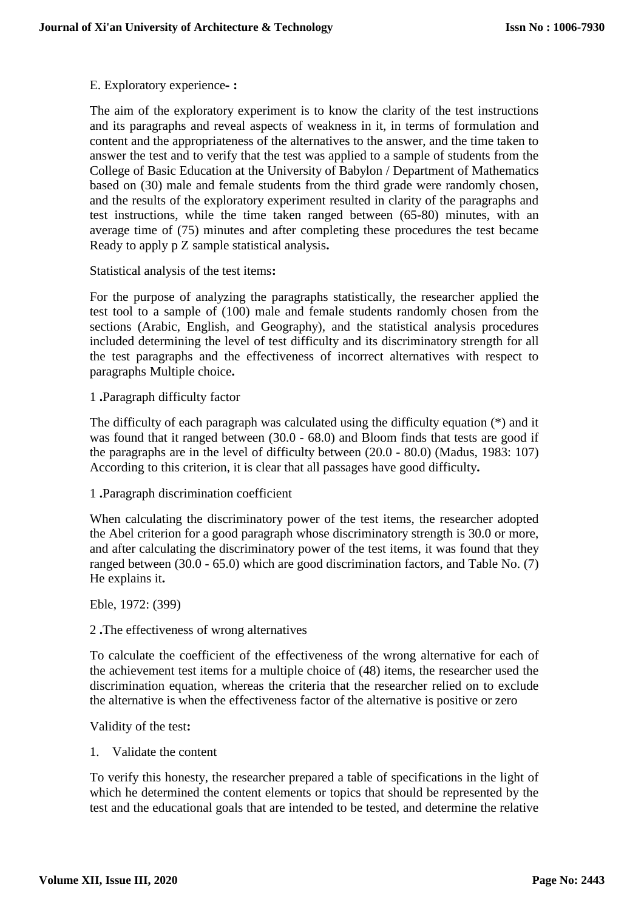E. Exploratory experience- :

The aim of the exploratory experiment is to know the clarity of the test instructions and its paragraphs and reveal aspects of weakness in it, in terms of formulation and content and the appropriateness of the alternatives to the answer, and the time taken to answer the test and to verify that the test was applied to a sample of students from the College of Basic Education at the University of Babylon / Department of Mathematics based on (30) male and female students from the third grade were randomly chosen, and the results of the exploratory experiment resulted in clarity of the paragraphs and test instructions, while the time taken ranged between (65-80) minutes, with an average time of (75) minutes and after completing these procedures the test became Ready to apply p Z sample statistical analysis**.**

Statistical analysis of the test items**:**

For the purpose of analyzing the paragraphs statistically, the researcher applied the test tool to a sample of (100) male and female students randomly chosen from the sections (Arabic, English, and Geography), and the statistical analysis procedures included determining the level of test difficulty and its discriminatory strength for all the test paragraphs and the effectiveness of incorrect alternatives with respect to paragraphs Multiple choice**.**

1 **.**Paragraph difficulty factor

The difficulty of each paragraph was calculated using the difficulty equation (*) and it was found that it ranged between (30.0 - 68.0) and Bloom finds that tests are good if the paragraphs are in the level of difficulty between (20.0 - 80.0) (Madus, 1983: 107) According to this criterion, it is clear that all passages have good difficulty**.**

1 **.**Paragraph discrimination coefficient

When calculating the discriminatory power of the test items, the researcher adopted the Abel criterion for a good paragraph whose discriminatory strength is 30.0 or more, and after calculating the discriminatory power of the test items, it was found that they ranged between (30.0 - 65.0) which are good discrimination factors, and Table No. (7) He explains it**.**

Eble, 1972: (399)

2 **.**The effectiveness of wrong alternatives

To calculate the coefficient of the effectiveness of the wrong alternative for each of the achievement test items for a multiple choice of (48) items, the researcher used the discrimination equation, whereas the criteria that the researcher relied on to exclude the alternative is when the effectiveness factor of the alternative is positive or zero

Validity of the test**:**

1. Validate the content

To verify this honesty, the researcher prepared a table of specifications in the light of which he determined the content elements or topics that should be represented by the test and the educational goals that are intended to be tested, and determine the relative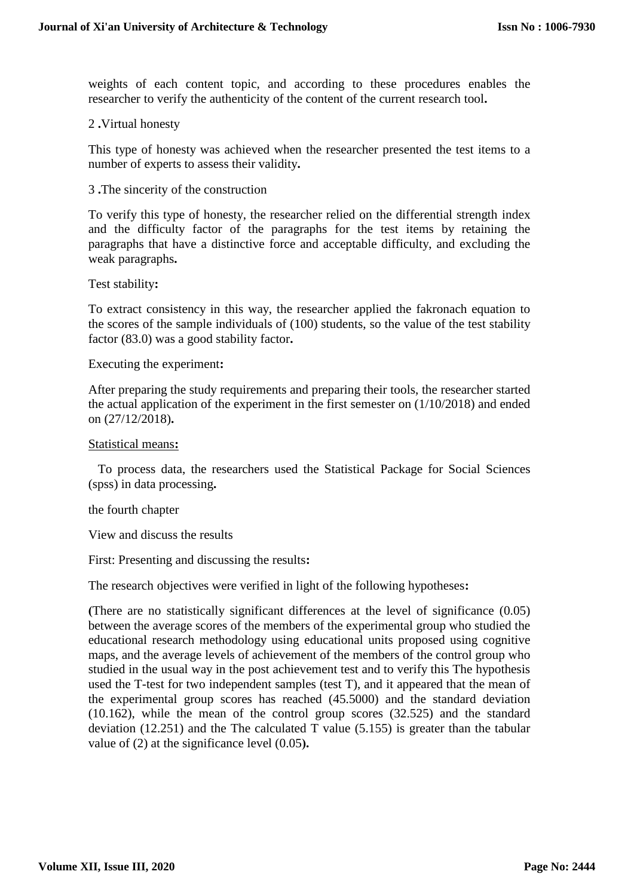weights of each content topic, and according to these procedures enables the researcher to verify the authenticity of the content of the current research tool**.**

2 **.**Virtual honesty

This type of honesty was achieved when the researcher presented the test items to a number of experts to assess their validity**.**

3 **.**The sincerity of the construction

To verify this type of honesty, the researcher relied on the differential strength index and the difficulty factor of the paragraphs for the test items by retaining the paragraphs that have a distinctive force and acceptable difficulty, and excluding the weak paragraphs**.**

Test stability**:**

To extract consistency in this way, the researcher applied the fakronach equation to the scores of the sample individuals of (100) students, so the value of the test stability factor (83.0) was a good stability factor**.**

Executing the experiment**:**

After preparing the study requirements and preparing their tools, the researcher started the actual application of the experiment in the first semester on (1/10/2018) and ended on (27/12/2018)**.**

<u>Statistical means</u>**:**

To process data, the researchers used the Statistical Package for Social Sciences (spss) in data processing**.**

the fourth chapter

View and discuss the results

First: Presenting and discussing the results**:**

The research objectives were verified in light of the following hypotheses**:**

**(**There are no statistically significant differences at the level of significance (0.05) between the average scores of the members of the experimental group who studied the educational research methodology using educational units proposed using cognitive maps, and the average levels of achievement of the members of the control group who studied in the usual way in the post achievement test and to verify this The hypothesis used the T-test for two independent samples (test T), and it appeared that the mean of the experimental group scores has reached (45.5000) and the standard deviation (10.162), while the mean of the control group scores (32.525) and the standard deviation (12.251) and the The calculated T value (5.155) is greater than the tabular value of (2) at the significance level (0.05**).**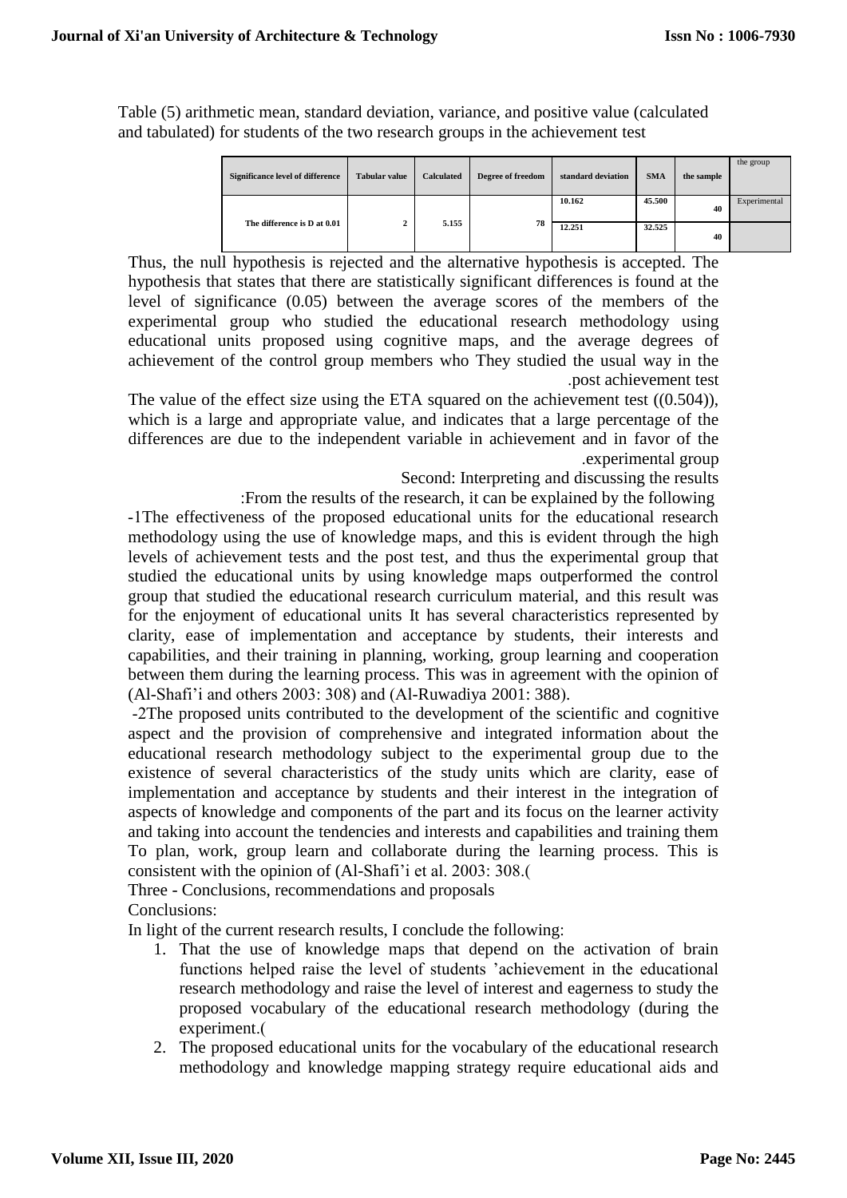Table (5) arithmetic mean, standard deviation, variance, and positive value (calculated and tabulated) for students of the two research groups in the achievement test

| Significance level of difference | Tabular value | Calculated | Degree of freedom | standard deviation | SMA | the sample | the group |
|---|---|---|---|---|---|---|---|
| The difference is D at 0.01 | 2 | 5.155 | 78 | 10.162 | 45.500 | 40 | Experimental |
| | | | | 12.251 | 32.525 | 40 | |

Thus, the null hypothesis is rejected and the alternative hypothesis is accepted. The hypothesis that states that there are statistically significant differences is found at the level of significance (0.05) between the average scores of the members of the experimental group who studied the educational research methodology using educational units proposed using cognitive maps, and the average degrees of achievement of the control group members who They studied the usual way in the .post achievement test

The value of the effect size using the ETA squared on the achievement test ((0.504)), which is a large and appropriate value, and indicates that a large percentage of the differences are due to the independent variable in achievement and in favor of the .experimental group

Second: Interpreting and discussing the results

:From the results of the research, it can be explained by the following

-1The effectiveness of the proposed educational units for the educational research methodology using the use of knowledge maps, and this is evident through the high levels of achievement tests and the post test, and thus the experimental group that studied the educational units by using knowledge maps outperformed the control group that studied the educational research curriculum material, and this result was for the enjoyment of educational units It has several characteristics represented by clarity, ease of implementation and acceptance by students, their interests and capabilities, and their training in planning, working, group learning and cooperation between them during the learning process. This was in agreement with the opinion of (Al-Shafi'i and others 2003: 308) and (Al-Ruwadiya 2001: 388).

-2The proposed units contributed to the development of the scientific and cognitive aspect and the provision of comprehensive and integrated information about the educational research methodology subject to the experimental group due to the existence of several characteristics of the study units which are clarity, ease of implementation and acceptance by students and their interest in the integration of aspects of knowledge and components of the part and its focus on the learner activity and taking into account the tendencies and interests and capabilities and training them To plan, work, group learn and collaborate during the learning process. This is consistent with the opinion of (Al-Shafi'i et al. 2003: 308.(

Three - Conclusions, recommendations and proposals

Conclusions:

In light of the current research results, I conclude the following:

1. That the use of knowledge maps that depend on the activation of brain functions helped raise the level of students 'achievement in the educational research methodology and raise the level of interest and eagerness to study the proposed vocabulary of the educational research methodology (during the experiment.(
2. The proposed educational units for the vocabulary of the educational research methodology and knowledge mapping strategy require educational aids and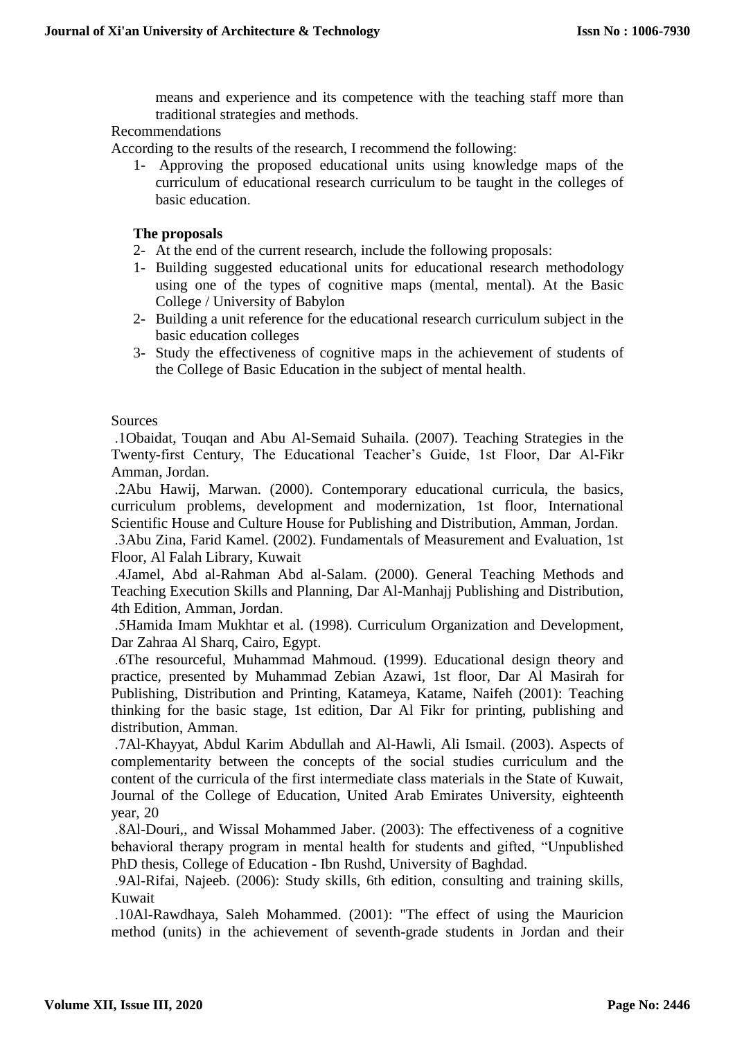means and experience and its competence with the teaching staff more than traditional strategies and methods.

Recommendations

According to the results of the research, I recommend the following:

1- Approving the proposed educational units using knowledge maps of the curriculum of educational research curriculum to be taught in the colleges of basic education.

**The proposals**

2- At the end of the current research, include the following proposals:

1- Building suggested educational units for educational research methodology using one of the types of cognitive maps (mental, mental). At the Basic College / University of Babylon
2- Building a unit reference for the educational research curriculum subject in the basic education colleges
3- Study the effectiveness of cognitive maps in the achievement of students of the College of Basic Education in the subject of mental health.

Sources

.1Obaidat, Touqan and Abu Al-Semaid Suhaila. (2007). Teaching Strategies in the Twenty-first Century, The Educational Teacher's Guide, 1st Floor, Dar Al-Fikr Amman, Jordan.

.2Abu Hawij, Marwan. (2000). Contemporary educational curricula, the basics, curriculum problems, development and modernization, 1st floor, International Scientific House and Culture House for Publishing and Distribution, Amman, Jordan.

.3Abu Zina, Farid Kamel. (2002). Fundamentals of Measurement and Evaluation, 1st Floor, Al Falah Library, Kuwait

.4Jamel, Abd al-Rahman Abd al-Salam. (2000). General Teaching Methods and Teaching Execution Skills and Planning, Dar Al-Manhajj Publishing and Distribution, 4th Edition, Amman, Jordan.

.5Hamida Imam Mukhtar et al. (1998). Curriculum Organization and Development, Dar Zahraa Al Sharq, Cairo, Egypt.

.6The resourceful, Muhammad Mahmoud. (1999). Educational design theory and practice, presented by Muhammad Zebian Azawi, 1st floor, Dar Al Masirah for Publishing, Distribution and Printing, Katameya, Katame, Naifeh (2001): Teaching thinking for the basic stage, 1st edition, Dar Al Fikr for printing, publishing and distribution, Amman.

.7Al-Khayyat, Abdul Karim Abdullah and Al-Hawli, Ali Ismail. (2003). Aspects of complementarity between the concepts of the social studies curriculum and the content of the curricula of the first intermediate class materials in the State of Kuwait, Journal of the College of Education, United Arab Emirates University, eighteenth year, 20

.8Al-Douri,, and Wissal Mohammed Jaber. (2003): The effectiveness of a cognitive behavioral therapy program in mental health for students and gifted, "Unpublished PhD thesis, College of Education - Ibn Rushd, University of Baghdad.

.9Al-Rifai, Najeeb. (2006): Study skills, 6th edition, consulting and training skills, Kuwait

.10Al-Rawdhaya, Saleh Mohammed. (2001): "The effect of using the Mauricion method (units) in the achievement of seventh-grade students in Jordan and their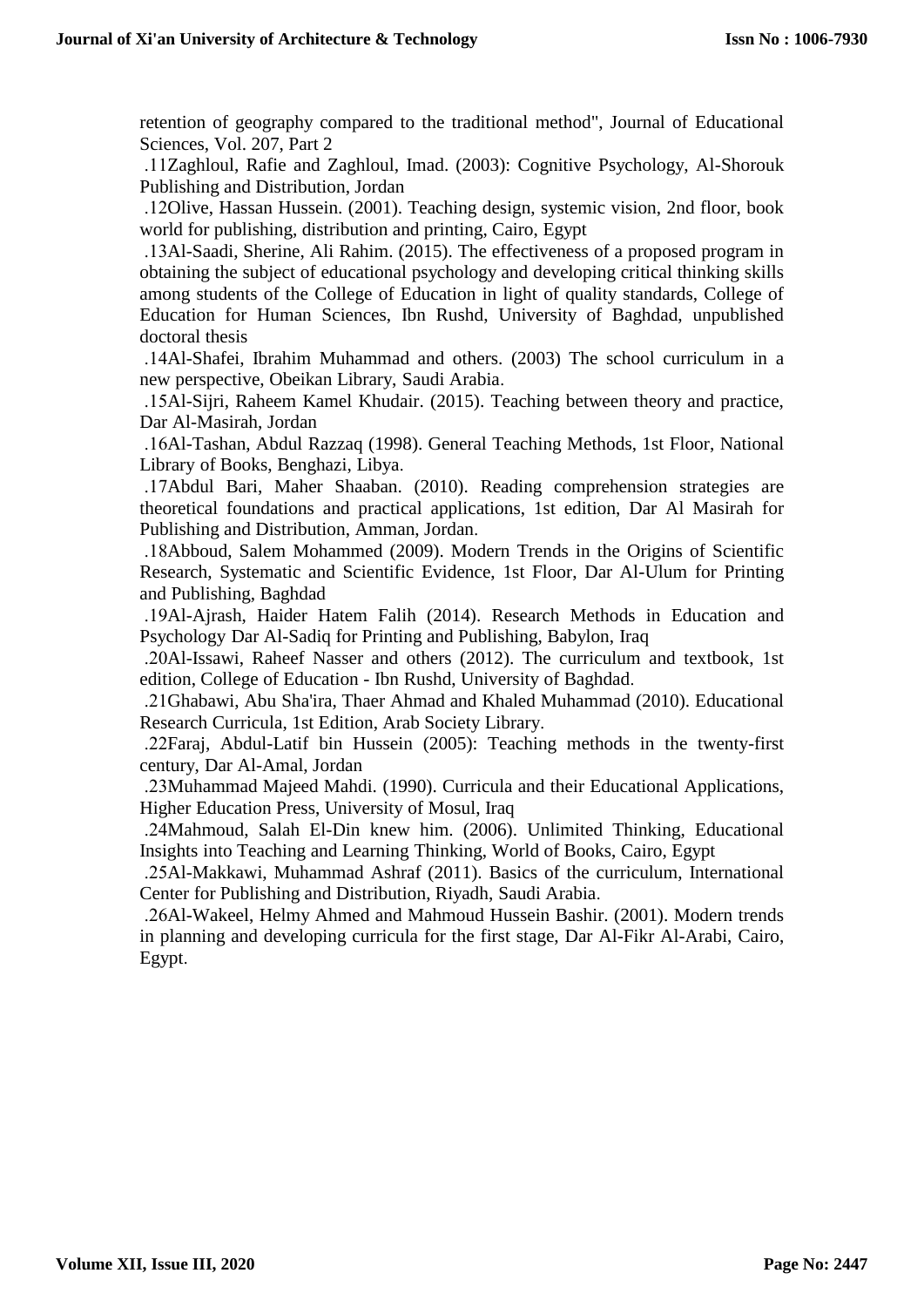retention of geography compared to the traditional method", Journal of Educational Sciences, Vol. 207, Part 2

.11Zaghloul, Rafie and Zaghloul, Imad. (2003): Cognitive Psychology, Al-Shorouk Publishing and Distribution, Jordan

.12Olive, Hassan Hussein. (2001). Teaching design, systemic vision, 2nd floor, book world for publishing, distribution and printing, Cairo, Egypt

.13Al-Saadi, Sherine, Ali Rahim. (2015). The effectiveness of a proposed program in obtaining the subject of educational psychology and developing critical thinking skills among students of the College of Education in light of quality standards, College of Education for Human Sciences, Ibn Rushd, University of Baghdad, unpublished doctoral thesis

.14Al-Shafei, Ibrahim Muhammad and others. (2003) The school curriculum in a new perspective, Obeikan Library, Saudi Arabia.

.15Al-Sijri, Raheem Kamel Khudair. (2015). Teaching between theory and practice, Dar Al-Masirah, Jordan

.16Al-Tashan, Abdul Razzaq (1998). General Teaching Methods, 1st Floor, National Library of Books, Benghazi, Libya.

.17Abdul Bari, Maher Shaaban. (2010). Reading comprehension strategies are theoretical foundations and practical applications, 1st edition, Dar Al Masirah for Publishing and Distribution, Amman, Jordan.

.18Abboud, Salem Mohammed (2009). Modern Trends in the Origins of Scientific Research, Systematic and Scientific Evidence, 1st Floor, Dar Al-Ulum for Printing and Publishing, Baghdad

.19Al-Ajrash, Haider Hatem Falih (2014). Research Methods in Education and Psychology Dar Al-Sadiq for Printing and Publishing, Babylon, Iraq

.20Al-Issawi, Raheef Nasser and others (2012). The curriculum and textbook, 1st edition, College of Education - Ibn Rushd, University of Baghdad.

.21Ghabawi, Abu Sha'ira, Thaer Ahmad and Khaled Muhammad (2010). Educational Research Curricula, 1st Edition, Arab Society Library.

.22Faraj, Abdul-Latif bin Hussein (2005): Teaching methods in the twenty-first century, Dar Al-Amal, Jordan

.23Muhammad Majeed Mahdi. (1990). Curricula and their Educational Applications, Higher Education Press, University of Mosul, Iraq

.24Mahmoud, Salah El-Din knew him. (2006). Unlimited Thinking, Educational Insights into Teaching and Learning Thinking, World of Books, Cairo, Egypt

.25Al-Makkawi, Muhammad Ashraf (2011). Basics of the curriculum, International Center for Publishing and Distribution, Riyadh, Saudi Arabia.

.26Al-Wakeel, Helmy Ahmed and Mahmoud Hussein Bashir. (2001). Modern trends in planning and developing curricula for the first stage, Dar Al-Fikr Al-Arabi, Cairo, Egypt.